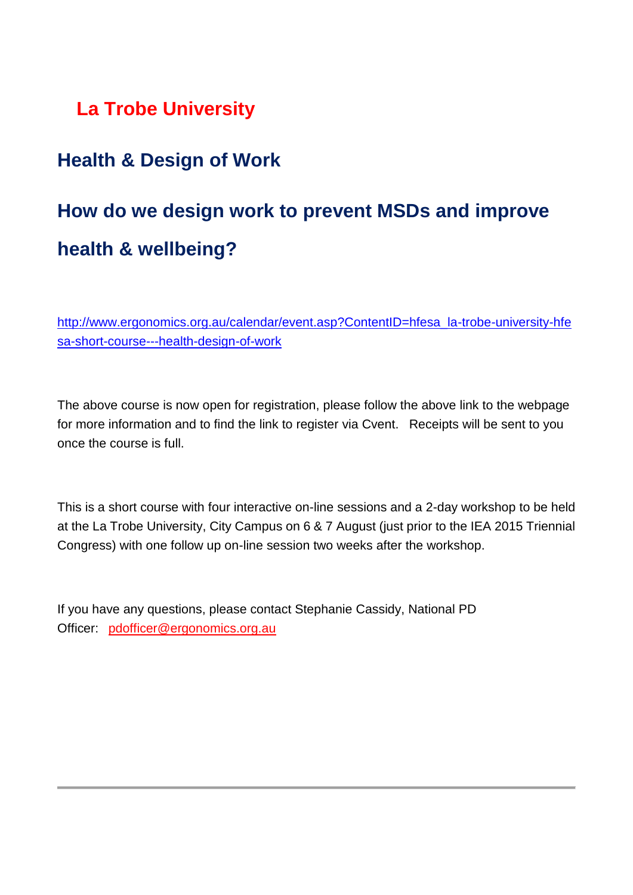# La Trobe University

## Health & Design of Work

## How do we design work to prevent MSDs and improve health & wellbeing?

[http://www.ergonomics.org.au/calendar/event.asp?ContentID=hfesa_la-trobe-university-hfesa-short-course---health-design-of-work](http://www.ergonomics.org.au/calendar/event.asp?ContentID=hfesa_la-trobe-university-hfesa-short-course---health-design-of-work)

The above course is now open for registration, please follow the above link to the webpage for more information and to find the link to register via Cvent. Receipts will be sent to you once the course is full.

This is a short course with four interactive on-line sessions and a 2-day workshop to be held at the La Trobe University, City Campus on 6 & 7 August (just prior to the IEA 2015 Triennial Congress) with one follow up on-line session two weeks after the workshop.

If you have any questions, please contact Stephanie Cassidy, National PD Officer: [pdofficer@ergonomics.org.au](mailto:pdofficer@ergonomics.org.au)

---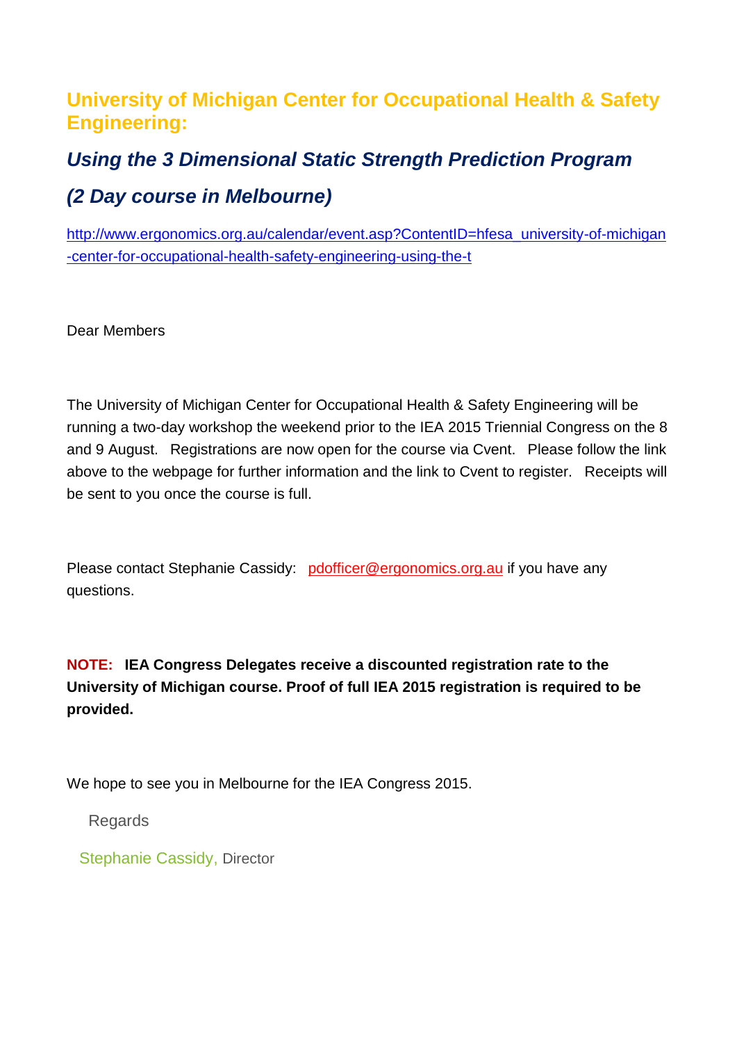## University of Michigan Center for Occupational Health & Safety Engineering:

### *Using the 3 Dimensional Static Strength Prediction Program*

### *(2 Day course in Melbourne)*

http://www.ergonomics.org.au/calendar/event.asp?ContentID=hfesa_university-of-michigan-center-for-occupational-health-safety-engineering-using-the-t

Dear Members

The University of Michigan Center for Occupational Health & Safety Engineering will be running a two-day workshop the weekend prior to the IEA 2015 Triennial Congress on the 8 and 9 August. Registrations are now open for the course via Cvent. Please follow the link above to the webpage for further information and the link to Cvent to register. Receipts will be sent to you once the course is full.

Please contact Stephanie Cassidy: pdofficer@ergonomics.org.au if you have any questions.

**NOTE: IEA Congress Delegates receive a discounted registration rate to the University of Michigan course. Proof of full IEA 2015 registration is required to be provided.**

We hope to see you in Melbourne for the IEA Congress 2015.

Regards

Stephanie Cassidy, Director